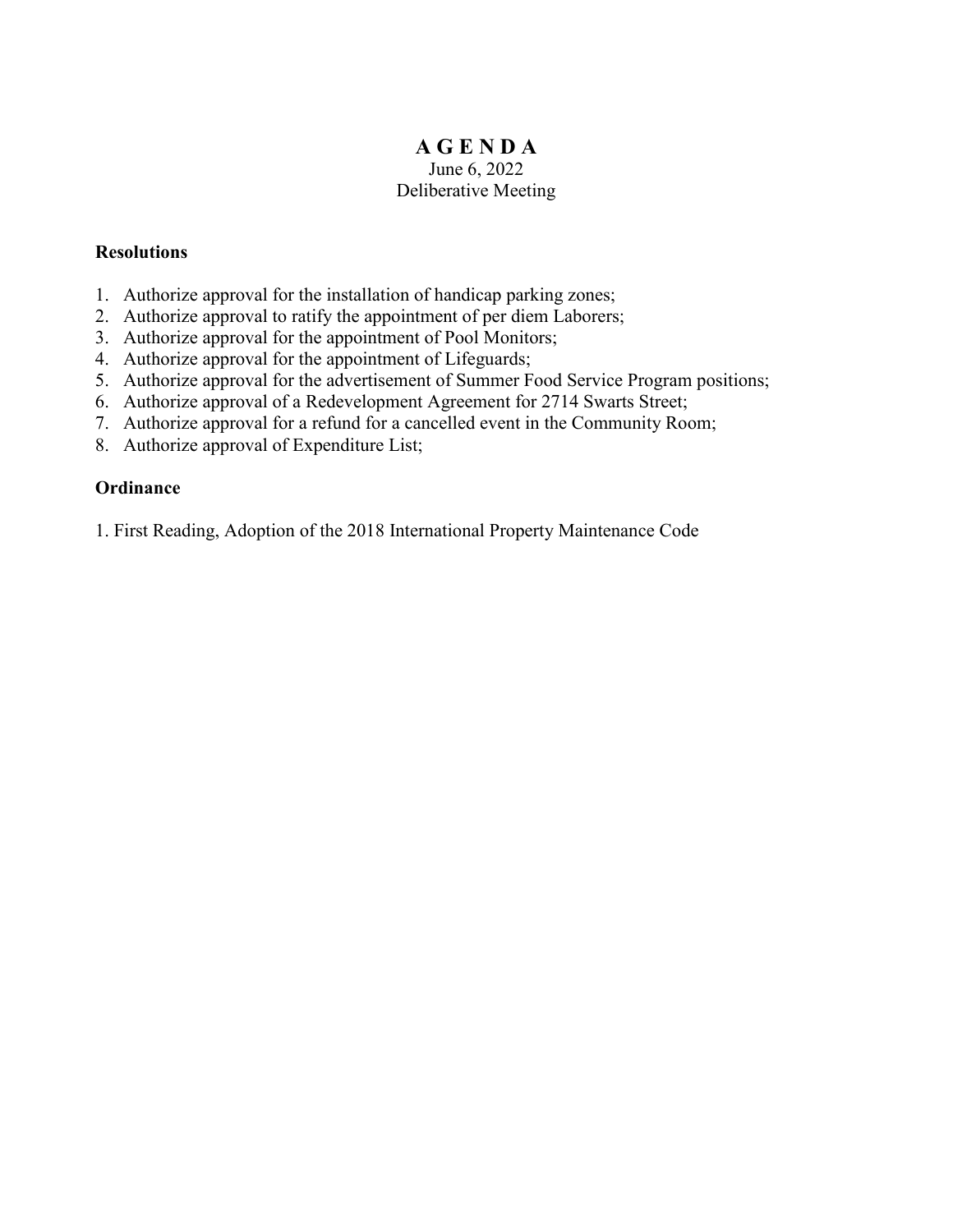# A G E N D A

June 6, 2022

Deliberative Meeting

**Resolutions**

1. Authorize approval for the installation of handicap parking zones;
2. Authorize approval to ratify the appointment of per diem Laborers;
3. Authorize approval for the appointment of Pool Monitors;
4. Authorize approval for the appointment of Lifeguards;
5. Authorize approval for the advertisement of Summer Food Service Program positions;
6. Authorize approval of a Redevelopment Agreement for 2714 Swarts Street;
7. Authorize approval for a refund for a cancelled event in the Community Room;
8. Authorize approval of Expenditure List;

**Ordinance**

1. First Reading, Adoption of the 2018 International Property Maintenance Code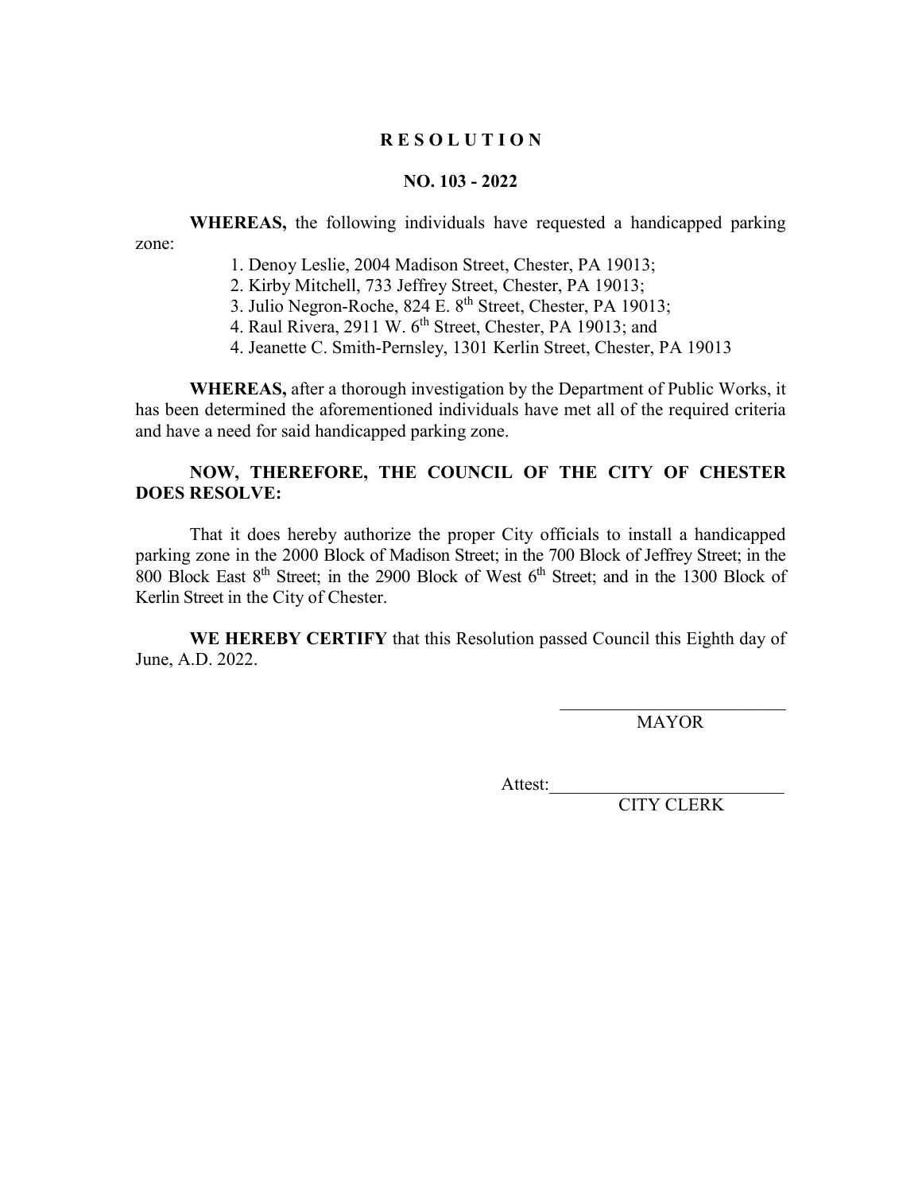# R E S O L U T I O N

## NO. 103 - 2022

**WHEREAS,** the following individuals have requested a handicapped parking zone:

1. Denoy Leslie, 2004 Madison Street, Chester, PA 19013;
2. Kirby Mitchell, 733 Jeffrey Street, Chester, PA 19013;
3. Julio Negron-Roche, 824 E. 8th Street, Chester, PA 19013;
4. Raul Rivera, 2911 W. 6th Street, Chester, PA 19013; and
4. Jeanette C. Smith-Pernsley, 1301 Kerlin Street, Chester, PA 19013

**WHEREAS,** after a thorough investigation by the Department of Public Works, it has been determined the aforementioned individuals have met all of the required criteria and have a need for said handicapped parking zone.

**NOW, THEREFORE, THE COUNCIL OF THE CITY OF CHESTER DOES RESOLVE:**

That it does hereby authorize the proper City officials to install a handicapped parking zone in the 2000 Block of Madison Street; in the 700 Block of Jeffrey Street; in the 800 Block East 8th Street; in the 2900 Block of West 6th Street; and in the 1300 Block of Kerlin Street in the City of Chester.

**WE HEREBY CERTIFY** that this Resolution passed Council this Eighth day of June, A.D. 2022.

\_\_\_\_\_\_\_\_\_\_\_\_\_\_\_\_\_\_\_\_\_\_\_\_\_\_
MAYOR

Attest:\_\_\_\_\_\_\_\_\_\_\_\_\_\_\_\_\_\_\_\_\_\_\_\_\_\_
CITY CLERK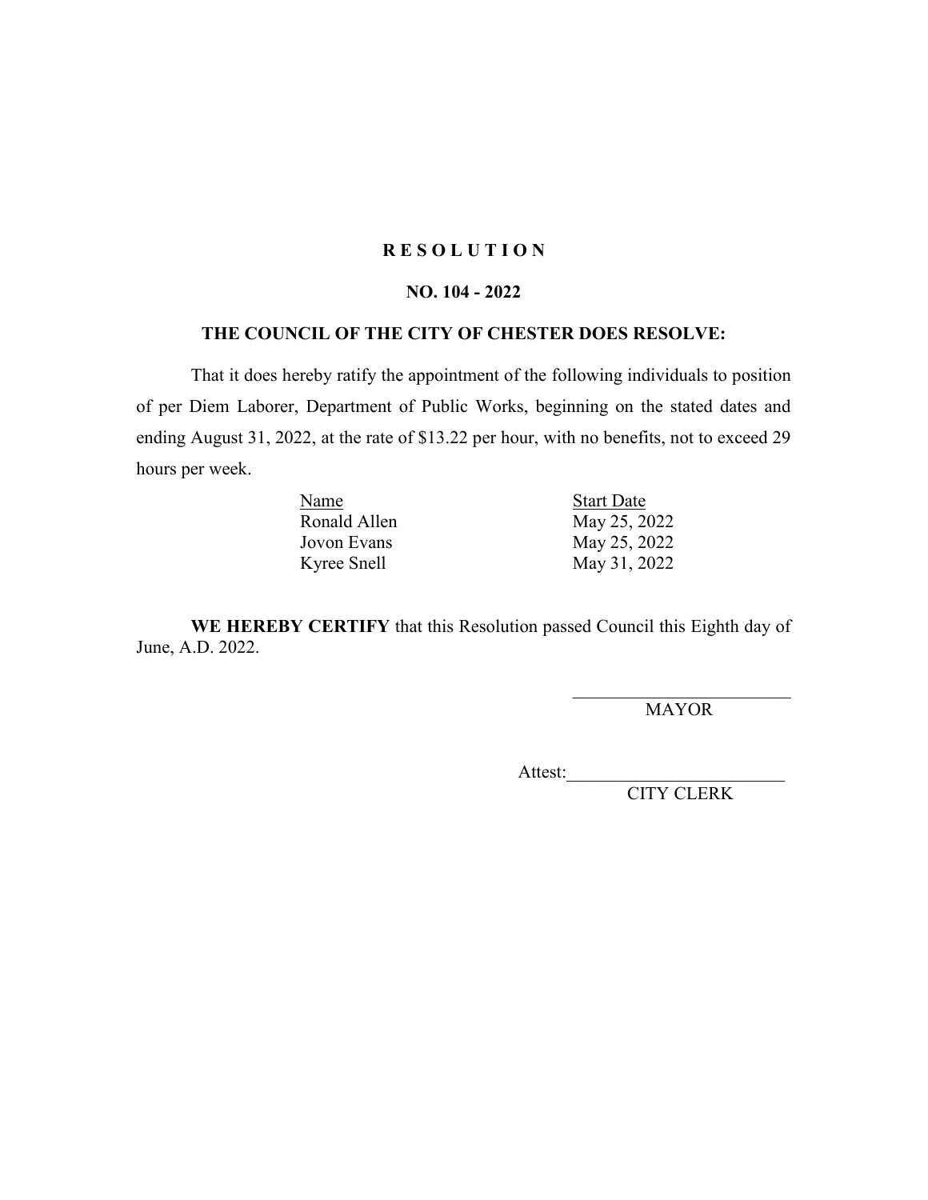# R E S O L U T I O N

## NO. 104 - 2022

### THE COUNCIL OF THE CITY OF CHESTER DOES RESOLVE:

That it does hereby ratify the appointment of the following individuals to position of per Diem Laborer, Department of Public Works, beginning on the stated dates and ending August 31, 2022, at the rate of $13.22 per hour, with no benefits, not to exceed 29 hours per week.

| Name | Start Date |
|---|---|
| Ronald Allen | May 25, 2022 |
| Jovon Evans | May 25, 2022 |
| Kyree Snell | May 31, 2022 |

**WE HEREBY CERTIFY** that this Resolution passed Council this Eighth day of June, A.D. 2022.

_________________________
MAYOR

Attest:_________________________
CITY CLERK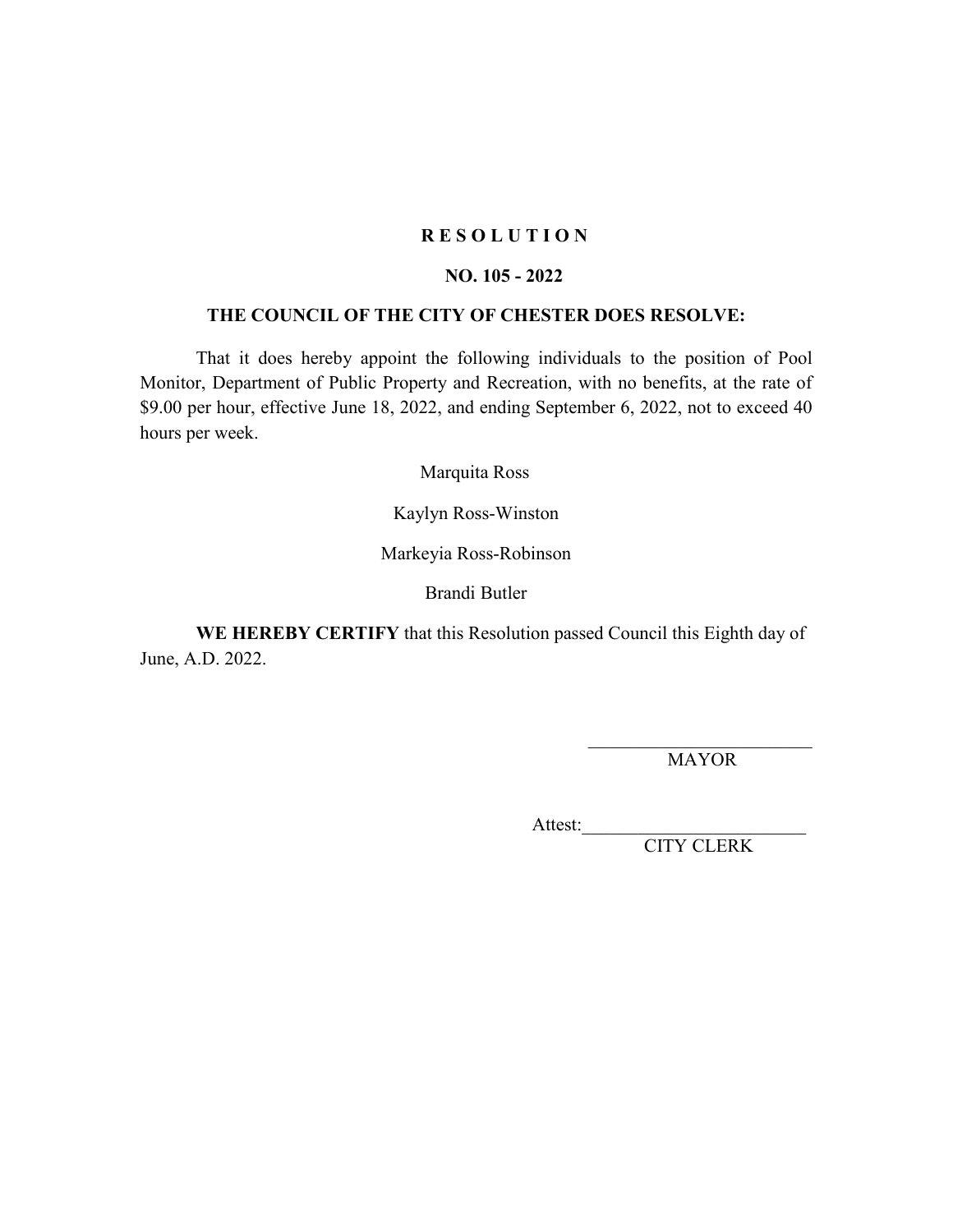# R E S O L U T I O N

## NO. 105 - 2022

### THE COUNCIL OF THE CITY OF CHESTER DOES RESOLVE:

That it does hereby appoint the following individuals to the position of Pool Monitor, Department of Public Property and Recreation, with no benefits, at the rate of $9.00 per hour, effective June 18, 2022, and ending September 6, 2022, not to exceed 40 hours per week.

Marquita Ross

Kaylyn Ross-Winston

Markeyia Ross-Robinson

Brandi Butler

**WE HEREBY CERTIFY** that this Resolution passed Council this Eighth day of June, A.D. 2022.

_________________________
MAYOR

Attest:_________________________
CITY CLERK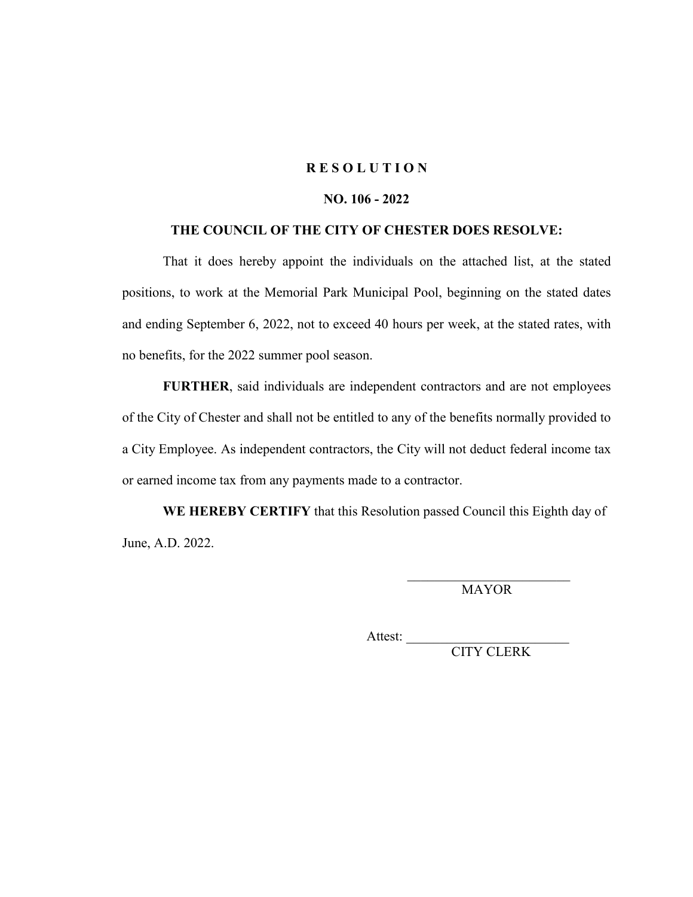# R E S O L U T I O N

## NO. 106 - 2022

### THE COUNCIL OF THE CITY OF CHESTER DOES RESOLVE:

That it does hereby appoint the individuals on the attached list, at the stated positions, to work at the Memorial Park Municipal Pool, beginning on the stated dates and ending September 6, 2022, not to exceed 40 hours per week, at the stated rates, with no benefits, for the 2022 summer pool season.

**FURTHER**, said individuals are independent contractors and are not employees of the City of Chester and shall not be entitled to any of the benefits normally provided to a City Employee. As independent contractors, the City will not deduct federal income tax or earned income tax from any payments made to a contractor.

**WE HEREBY CERTIFY** that this Resolution passed Council this Eighth day of June, A.D. 2022.

\_\_\_\_\_\_\_\_\_\_\_\_\_\_\_\_\_\_\_\_\_\_\_\_
MAYOR

Attest: \_\_\_\_\_\_\_\_\_\_\_\_\_\_\_\_\_\_\_\_\_\_\_\_
CITY CLERK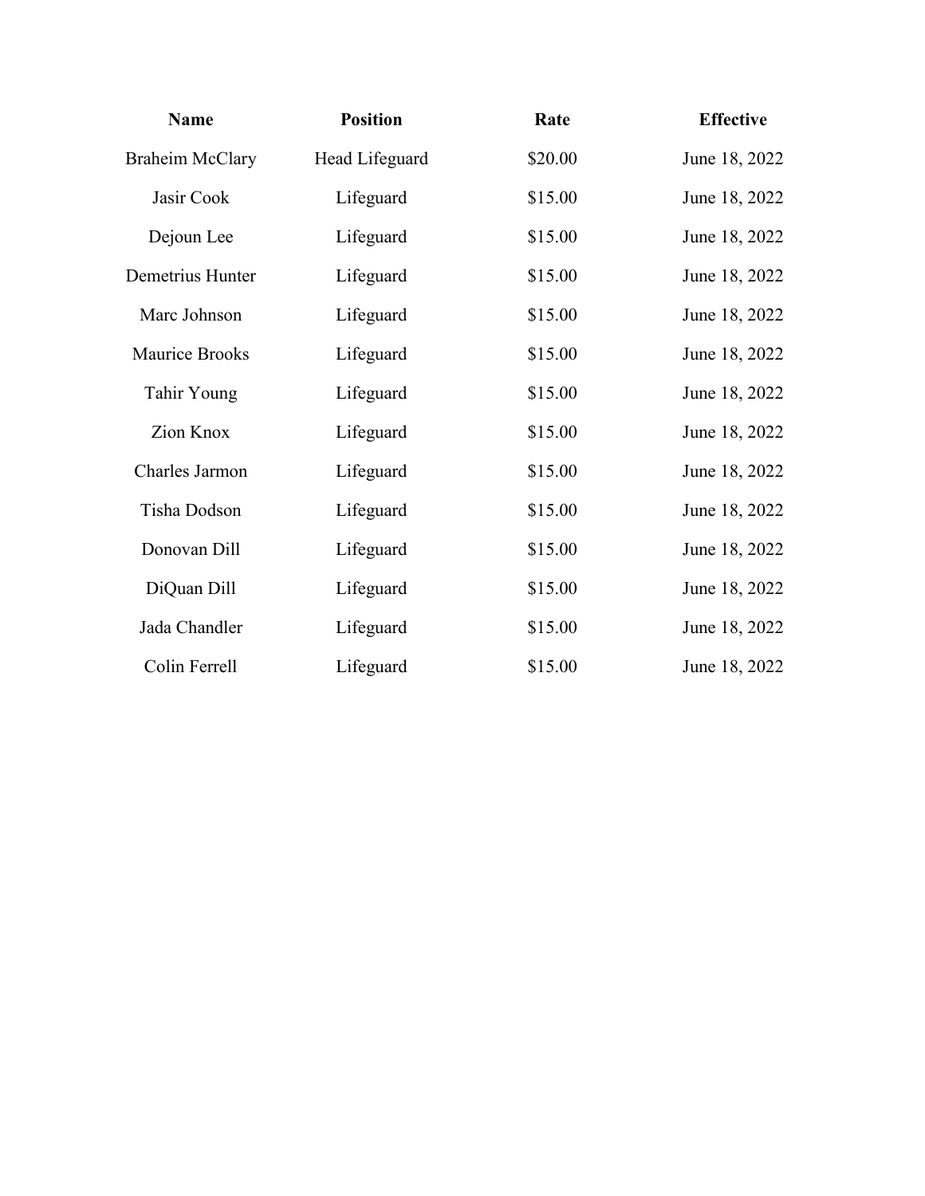| Name | Position | Rate | Effective |
| --- | --- | --- | --- |
| Braheim McClary | Head Lifeguard | $20.00 | June 18, 2022 |
| Jasir Cook | Lifeguard | $15.00 | June 18, 2022 |
| Dejoun Lee | Lifeguard | $15.00 | June 18, 2022 |
| Demetrius Hunter | Lifeguard | $15.00 | June 18, 2022 |
| Marc Johnson | Lifeguard | $15.00 | June 18, 2022 |
| Maurice Brooks | Lifeguard | $15.00 | June 18, 2022 |
| Tahir Young | Lifeguard | $15.00 | June 18, 2022 |
| Zion Knox | Lifeguard | $15.00 | June 18, 2022 |
| Charles Jarmon | Lifeguard | $15.00 | June 18, 2022 |
| Tisha Dodson | Lifeguard | $15.00 | June 18, 2022 |
| Donovan Dill | Lifeguard | $15.00 | June 18, 2022 |
| DiQuan Dill | Lifeguard | $15.00 | June 18, 2022 |
| Jada Chandler | Lifeguard | $15.00 | June 18, 2022 |
| Colin Ferrell | Lifeguard | $15.00 | June 18, 2022 |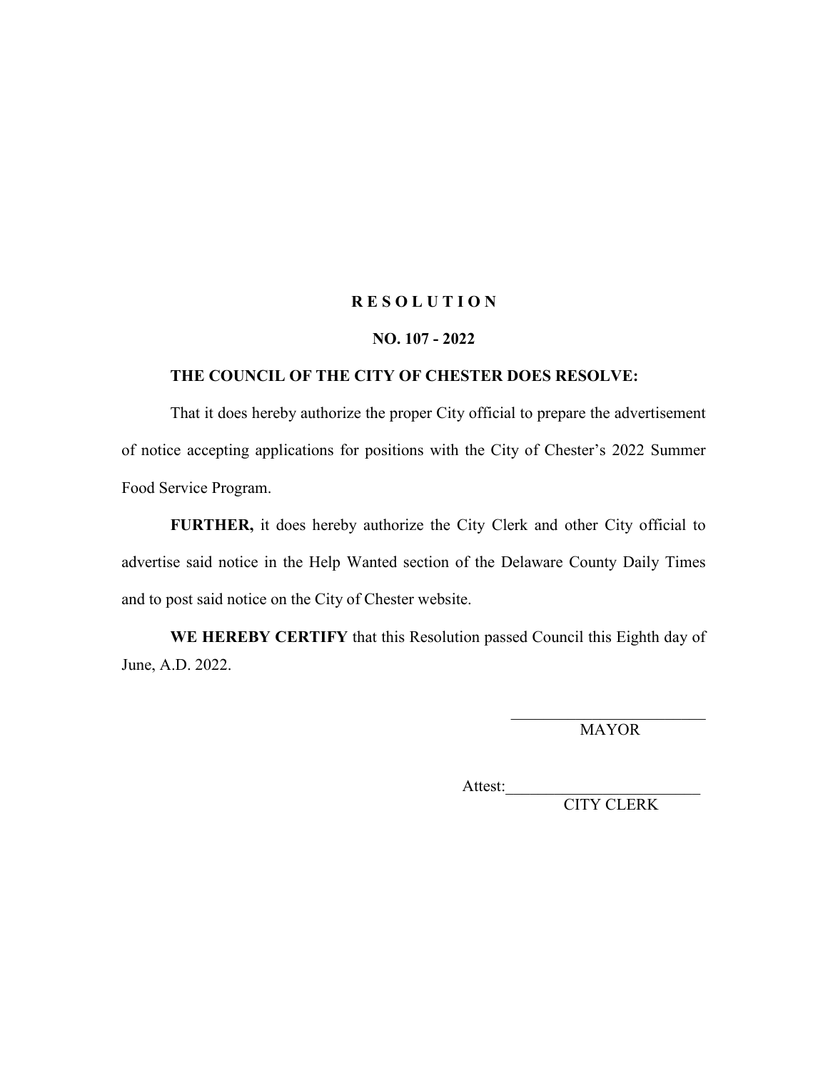**R E S O L U T I O N**

**NO. 107 - 2022**

**THE COUNCIL OF THE CITY OF CHESTER DOES RESOLVE:**

That it does hereby authorize the proper City official to prepare the advertisement of notice accepting applications for positions with the City of Chester's 2022 Summer Food Service Program.

**FURTHER,** it does hereby authorize the City Clerk and other City official to advertise said notice in the Help Wanted section of the Delaware County Daily Times and to post said notice on the City of Chester website.

**WE HEREBY CERTIFY** that this Resolution passed Council this Eighth day of June, A.D. 2022.

________________________
MAYOR

Attest:________________________
CITY CLERK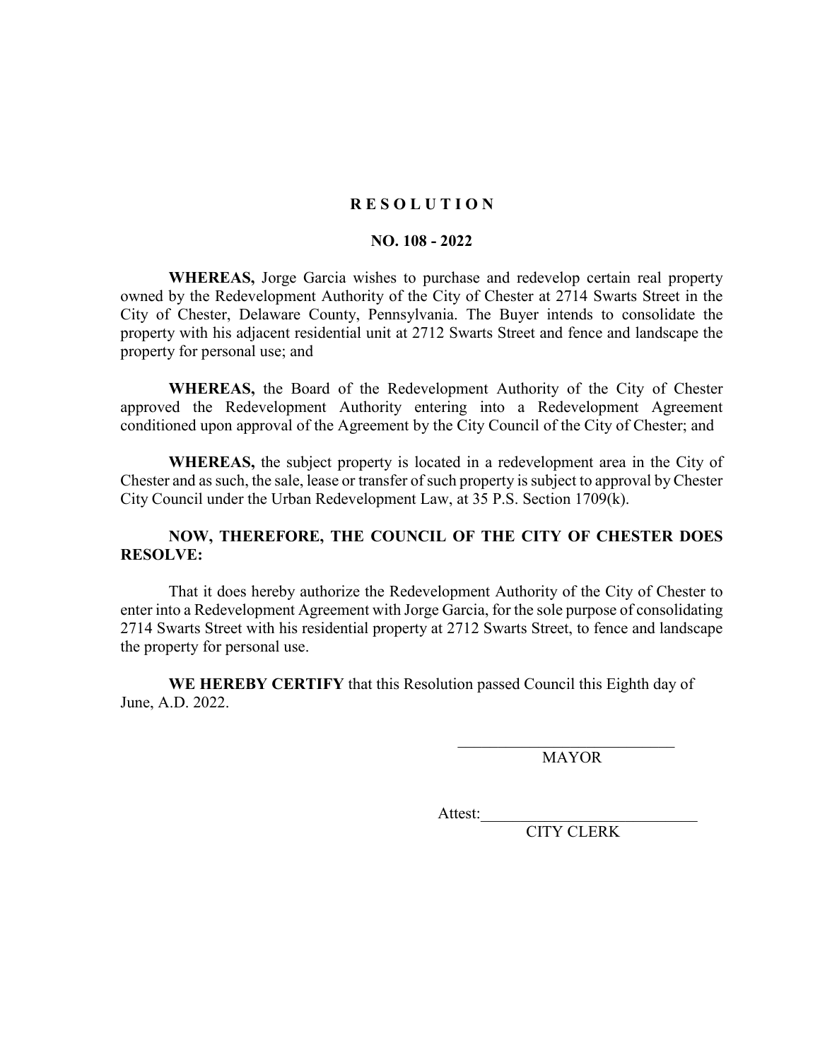# R E S O L U T I O N

## NO. 108 - 2022

**WHEREAS,** Jorge Garcia wishes to purchase and redevelop certain real property owned by the Redevelopment Authority of the City of Chester at 2714 Swarts Street in the City of Chester, Delaware County, Pennsylvania. The Buyer intends to consolidate the property with his adjacent residential unit at 2712 Swarts Street and fence and landscape the property for personal use; and

**WHEREAS,** the Board of the Redevelopment Authority of the City of Chester approved the Redevelopment Authority entering into a Redevelopment Agreement conditioned upon approval of the Agreement by the City Council of the City of Chester; and

**WHEREAS,** the subject property is located in a redevelopment area in the City of Chester and as such, the sale, lease or transfer of such property is subject to approval by Chester City Council under the Urban Redevelopment Law, at 35 P.S. Section 1709(k).

**NOW, THEREFORE, THE COUNCIL OF THE CITY OF CHESTER DOES RESOLVE:**

That it does hereby authorize the Redevelopment Authority of the City of Chester to enter into a Redevelopment Agreement with Jorge Garcia, for the sole purpose of consolidating 2714 Swarts Street with his residential property at 2712 Swarts Street, to fence and landscape the property for personal use.

**WE HEREBY CERTIFY** that this Resolution passed Council this Eighth day of June, A.D. 2022.

\_\_\_\_\_\_\_\_\_\_\_\_\_\_\_\_\_\_\_\_\_\_\_\_\_\_\_\_
MAYOR

Attest:\_\_\_\_\_\_\_\_\_\_\_\_\_\_\_\_\_\_\_\_\_\_\_\_\_\_\_\_
CITY CLERK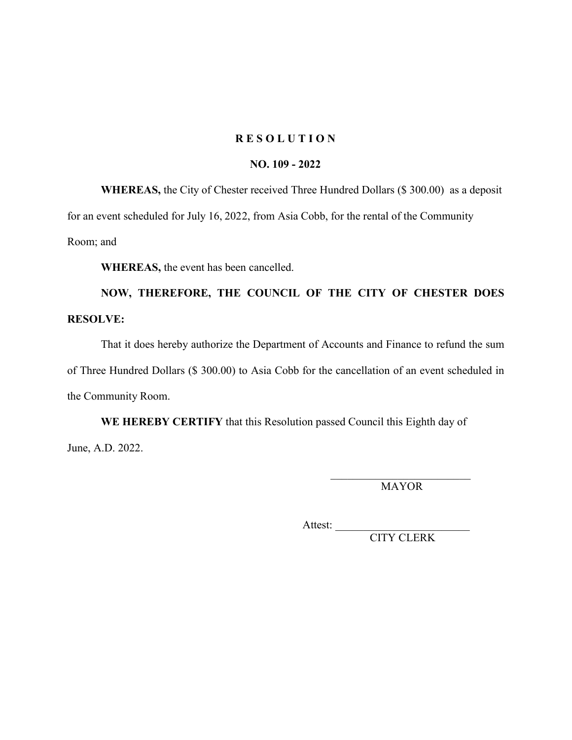# R E S O L U T I O N

## NO. 109 - 2022

**WHEREAS,** the City of Chester received Three Hundred Dollars ($ 300.00) as a deposit for an event scheduled for July 16, 2022, from Asia Cobb, for the rental of the Community Room; and

**WHEREAS,** the event has been cancelled.

**NOW, THEREFORE, THE COUNCIL OF THE CITY OF CHESTER DOES RESOLVE:**

That it does hereby authorize the Department of Accounts and Finance to refund the sum of Three Hundred Dollars ($ 300.00) to Asia Cobb for the cancellation of an event scheduled in the Community Room.

**WE HEREBY CERTIFY** that this Resolution passed Council this Eighth day of June, A.D. 2022.

\_\_\_\_\_\_\_\_\_\_\_\_\_\_\_\_\_\_\_\_\_\_\_\_\_\_
MAYOR

Attest: \_\_\_\_\_\_\_\_\_\_\_\_\_\_\_\_\_\_\_\_\_\_\_\_
CITY CLERK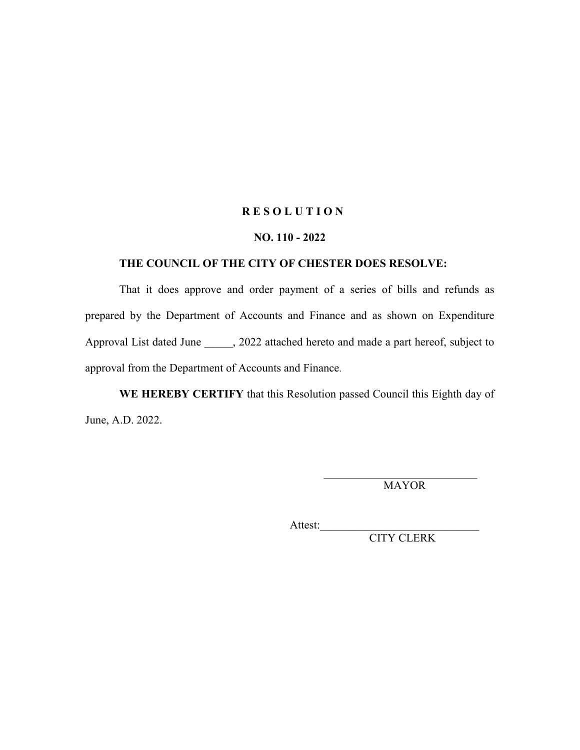**R E S O L U T I O N**

**NO. 110 - 2022**

**THE COUNCIL OF THE CITY OF CHESTER DOES RESOLVE:**

That it does approve and order payment of a series of bills and refunds as prepared by the Department of Accounts and Finance and as shown on Expenditure Approval List dated June _____, 2022 attached hereto and made a part hereof, subject to approval from the Department of Accounts and Finance.

**WE HEREBY CERTIFY** that this Resolution passed Council this Eighth day of June, A.D. 2022.

___________________________
MAYOR

Attest:___________________________
CITY CLERK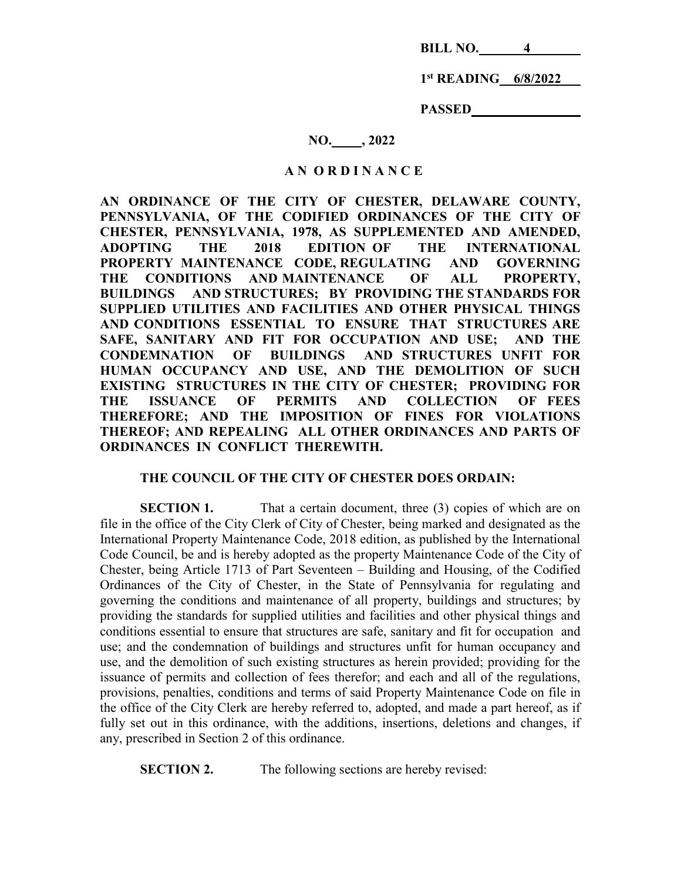**BILL NO. 4**

**1st READING 6/8/2022**

**PASSED ________________**

**NO. ____, 2022**

**A N O R D I N A N C E**

**AN ORDINANCE OF THE CITY OF CHESTER, DELAWARE COUNTY, PENNSYLVANIA, OF THE CODIFIED ORDINANCES OF THE CITY OF CHESTER, PENNSYLVANIA, 1978, AS SUPPLEMENTED AND AMENDED, ADOPTING THE 2018 EDITION OF THE INTERNATIONAL PROPERTY MAINTENANCE CODE, REGULATING AND GOVERNING THE CONDITIONS AND MAINTENANCE OF ALL PROPERTY, BUILDINGS AND STRUCTURES; BY PROVIDING THE STANDARDS FOR SUPPLIED UTILITIES AND FACILITIES AND OTHER PHYSICAL THINGS AND CONDITIONS ESSENTIAL TO ENSURE THAT STRUCTURES ARE SAFE, SANITARY AND FIT FOR OCCUPATION AND USE; AND THE CONDEMNATION OF BUILDINGS AND STRUCTURES UNFIT FOR HUMAN OCCUPANCY AND USE, AND THE DEMOLITION OF SUCH EXISTING STRUCTURES IN THE CITY OF CHESTER; PROVIDING FOR THE ISSUANCE OF PERMITS AND COLLECTION OF FEES THEREFORE; AND THE IMPOSITION OF FINES FOR VIOLATIONS THEREOF; AND REPEALING ALL OTHER ORDINANCES AND PARTS OF ORDINANCES IN CONFLICT THEREWITH.**

**THE COUNCIL OF THE CITY OF CHESTER DOES ORDAIN:**

**SECTION 1.** That a certain document, three (3) copies of which are on file in the office of the City Clerk of City of Chester, being marked and designated as the International Property Maintenance Code, 2018 edition, as published by the International Code Council, be and is hereby adopted as the property Maintenance Code of the City of Chester, being Article 1713 of Part Seventeen – Building and Housing, of the Codified Ordinances of the City of Chester, in the State of Pennsylvania for regulating and governing the conditions and maintenance of all property, buildings and structures; by providing the standards for supplied utilities and facilities and other physical things and conditions essential to ensure that structures are safe, sanitary and fit for occupation and use; and the condemnation of buildings and structures unfit for human occupancy and use, and the demolition of such existing structures as herein provided; providing for the issuance of permits and collection of fees therefor; and each and all of the regulations, provisions, penalties, conditions and terms of said Property Maintenance Code on file in the office of the City Clerk are hereby referred to, adopted, and made a part hereof, as if fully set out in this ordinance, with the additions, insertions, deletions and changes, if any, prescribed in Section 2 of this ordinance.

**SECTION 2.** The following sections are hereby revised: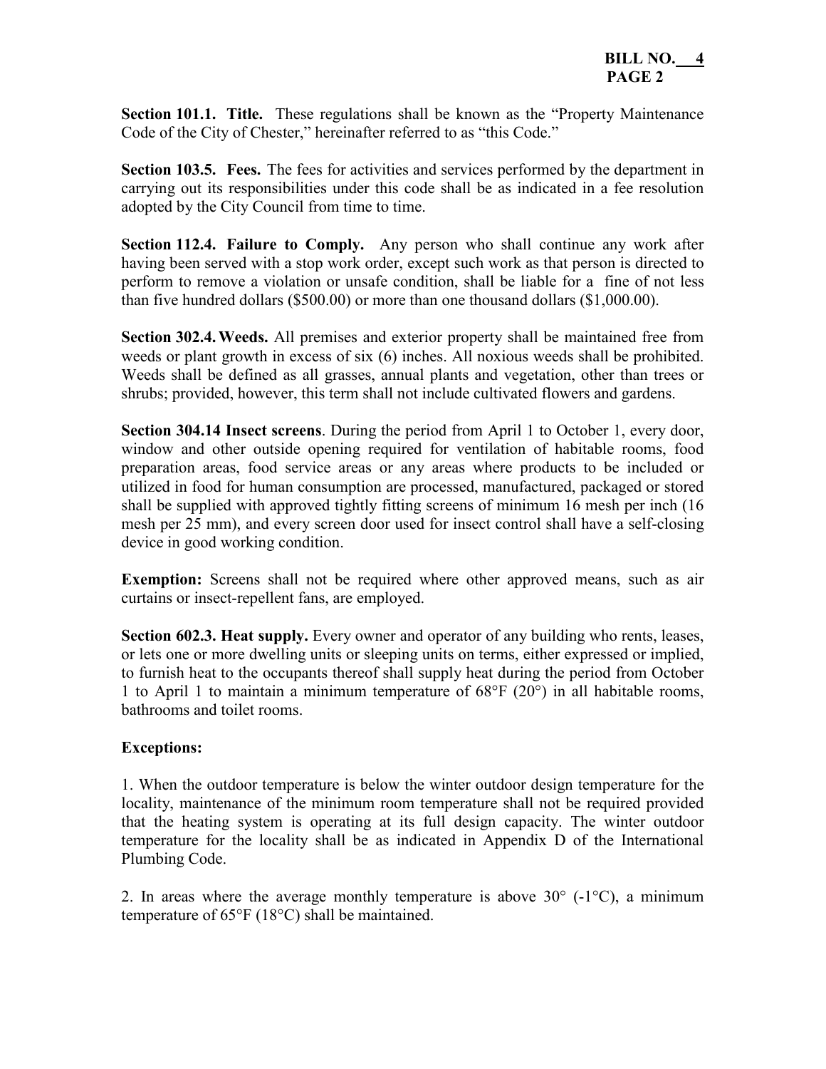**Section 101.1. Title.** These regulations shall be known as the "Property Maintenance Code of the City of Chester," hereinafter referred to as "this Code."

**Section 103.5. Fees.** The fees for activities and services performed by the department in carrying out its responsibilities under this code shall be as indicated in a fee resolution adopted by the City Council from time to time.

**Section 112.4. Failure to Comply.** Any person who shall continue any work after having been served with a stop work order, except such work as that person is directed to perform to remove a violation or unsafe condition, shall be liable for a fine of not less than five hundred dollars ($500.00) or more than one thousand dollars ($1,000.00).

**Section 302.4. Weeds.** All premises and exterior property shall be maintained free from weeds or plant growth in excess of six (6) inches. All noxious weeds shall be prohibited. Weeds shall be defined as all grasses, annual plants and vegetation, other than trees or shrubs; provided, however, this term shall not include cultivated flowers and gardens.

**Section 304.14 Insect screens**. During the period from April 1 to October 1, every door, window and other outside opening required for ventilation of habitable rooms, food preparation areas, food service areas or any areas where products to be included or utilized in food for human consumption are processed, manufactured, packaged or stored shall be supplied with approved tightly fitting screens of minimum 16 mesh per inch (16 mesh per 25 mm), and every screen door used for insect control shall have a self-closing device in good working condition.

**Exemption:** Screens shall not be required where other approved means, such as air curtains or insect-repellent fans, are employed.

**Section 602.3. Heat supply.** Every owner and operator of any building who rents, leases, or lets one or more dwelling units or sleeping units on terms, either expressed or implied, to furnish heat to the occupants thereof shall supply heat during the period from October 1 to April 1 to maintain a minimum temperature of 68°F (20°) in all habitable rooms, bathrooms and toilet rooms.

**Exceptions:**

1. When the outdoor temperature is below the winter outdoor design temperature for the locality, maintenance of the minimum room temperature shall not be required provided that the heating system is operating at its full design capacity. The winter outdoor temperature for the locality shall be as indicated in Appendix D of the International Plumbing Code.

2. In areas where the average monthly temperature is above 30° (-1°C), a minimum temperature of 65°F (18°C) shall be maintained.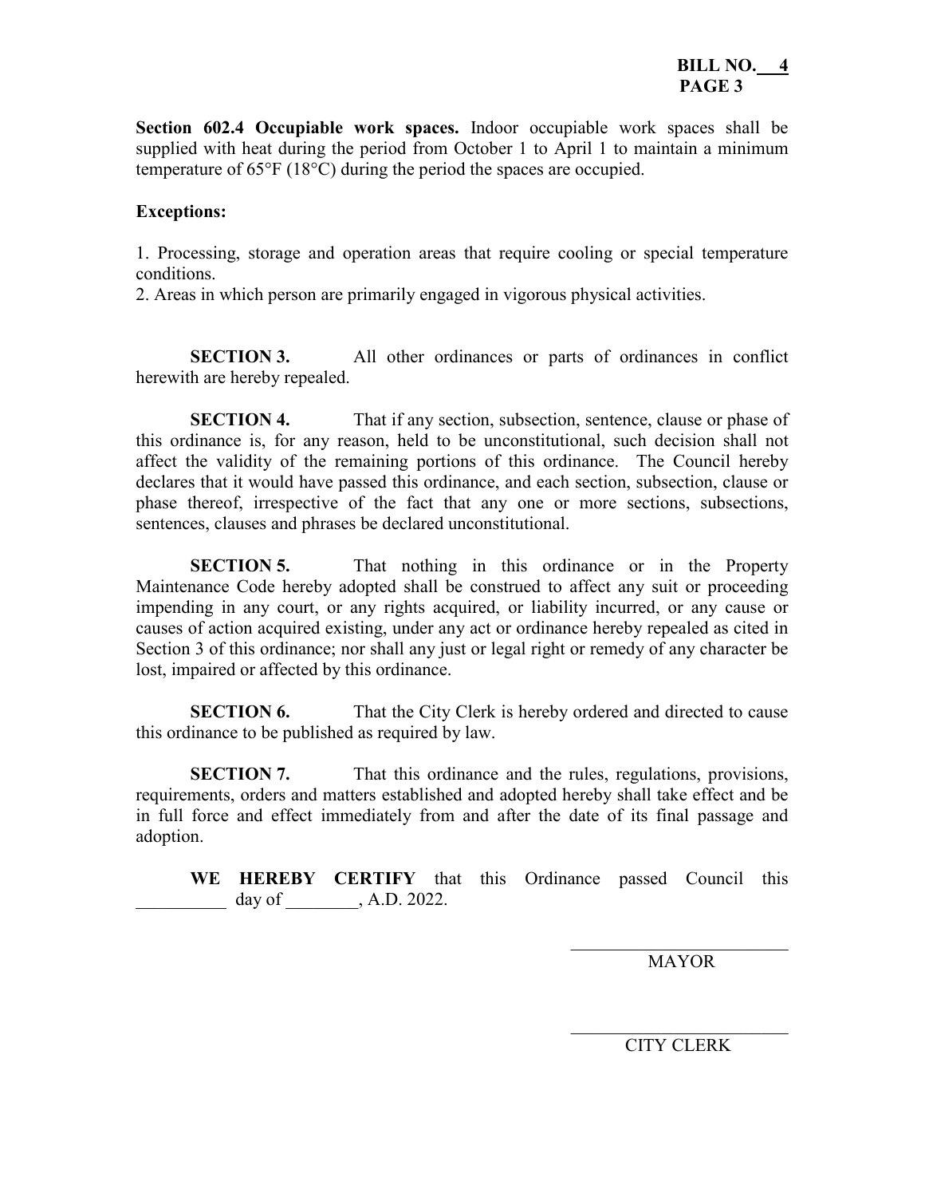**Section 602.4 Occupiable work spaces.** Indoor occupiable work spaces shall be supplied with heat during the period from October 1 to April 1 to maintain a minimum temperature of 65°F (18°C) during the period the spaces are occupied.

**Exceptions:**

1. Processing, storage and operation areas that require cooling or special temperature conditions.
2. Areas in which person are primarily engaged in vigorous physical activities.

**SECTION 3.** All other ordinances or parts of ordinances in conflict herewith are hereby repealed.

**SECTION 4.** That if any section, subsection, sentence, clause or phase of this ordinance is, for any reason, held to be unconstitutional, such decision shall not affect the validity of the remaining portions of this ordinance. The Council hereby declares that it would have passed this ordinance, and each section, subsection, clause or phase thereof, irrespective of the fact that any one or more sections, subsections, sentences, clauses and phrases be declared unconstitutional.

**SECTION 5.** That nothing in this ordinance or in the Property Maintenance Code hereby adopted shall be construed to affect any suit or proceeding impending in any court, or any rights acquired, or liability incurred, or any cause or causes of action acquired existing, under any act or ordinance hereby repealed as cited in Section 3 of this ordinance; nor shall any just or legal right or remedy of any character be lost, impaired or affected by this ordinance.

**SECTION 6.** That the City Clerk is hereby ordered and directed to cause this ordinance to be published as required by law.

**SECTION 7.** That this ordinance and the rules, regulations, provisions, requirements, orders and matters established and adopted hereby shall take effect and be in full force and effect immediately from and after the date of its final passage and adoption.

**WE HEREBY CERTIFY** that this Ordinance passed Council this __________ day of ________, A.D. 2022.

_________________________
MAYOR

_________________________
CITY CLERK